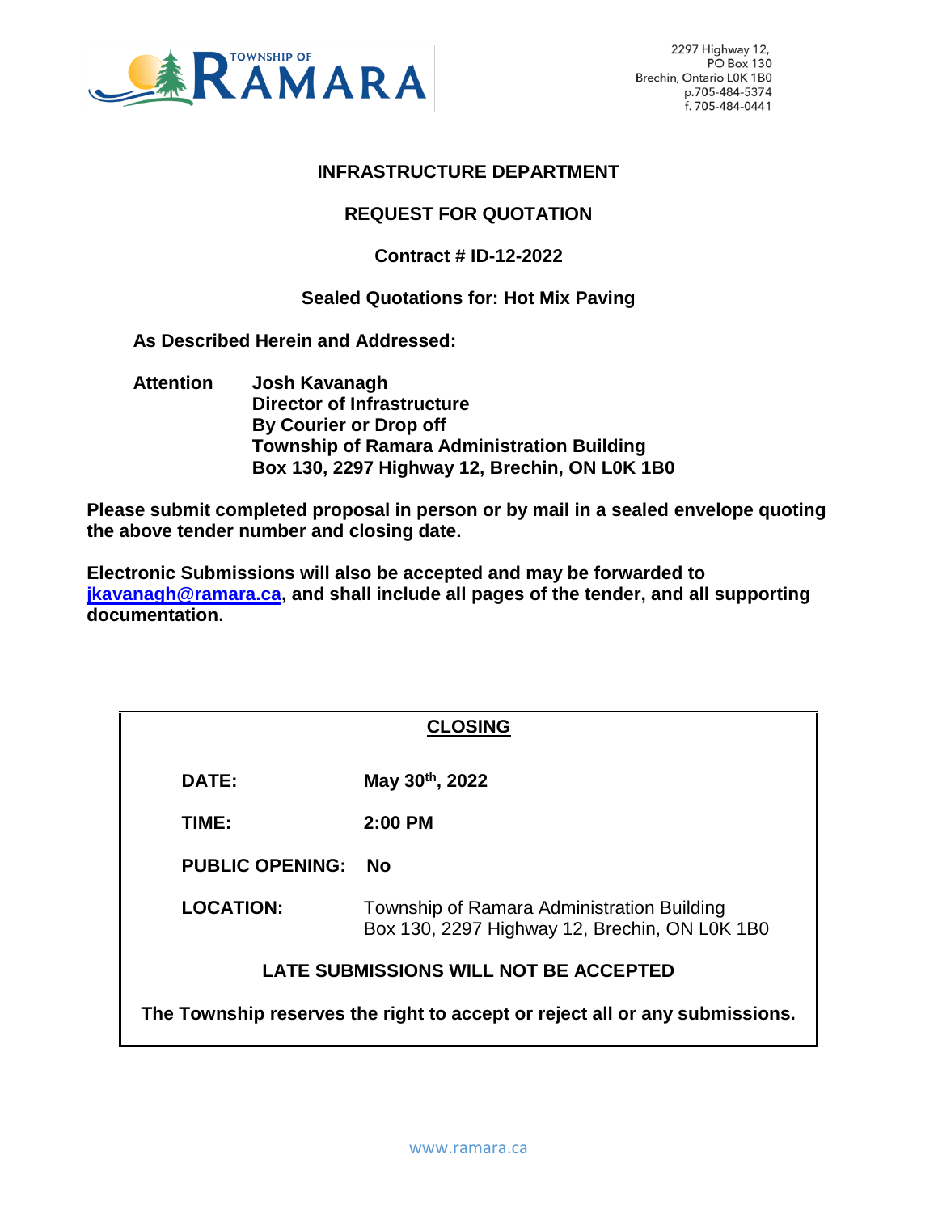TOWNSHIP OF RAMARA

2297 Highway 12,
PO Box 130
Brechin, Ontario L0K 1B0
p.705-484-5374
f. 705-484-0441

## INFRASTRUCTURE DEPARTMENT

## REQUEST FOR QUOTATION

## Contract # ID-12-2022

## Sealed Quotations for: Hot Mix Paving

**As Described Herein and Addressed:**

**Attention** **Josh Kavanagh**
**Director of Infrastructure**
**By Courier or Drop off**
**Township of Ramara Administration Building**
**Box 130, 2297 Highway 12, Brechin, ON L0K 1B0**

**Please submit completed proposal in person or by mail in a sealed envelope quoting the above tender number and closing date.**

**Electronic Submissions will also be accepted and may be forwarded to jkavanagh@ramara.ca, and shall include all pages of the tender, and all supporting documentation.**

**CLOSING**

| | |
|---|---|
| **DATE:** | **May 30th, 2022** |
| **TIME:** | **2:00 PM** |
| **PUBLIC OPENING:** | **No** |
| **LOCATION:** | Township of Ramara Administration Building<br>Box 130, 2297 Highway 12, Brechin, ON L0K 1B0 |

**LATE SUBMISSIONS WILL NOT BE ACCEPTED**

**The Township reserves the right to accept or reject all or any submissions.**

www.ramara.ca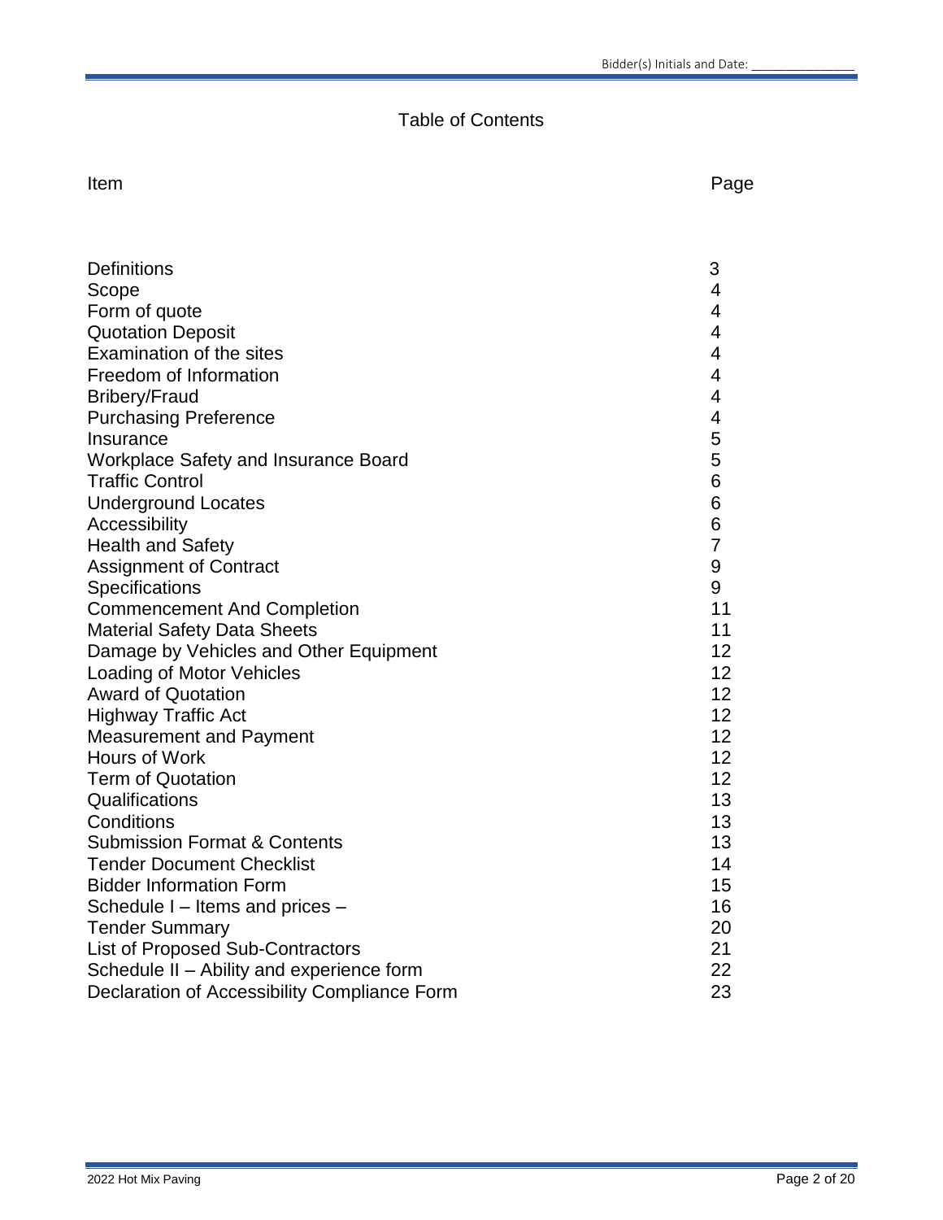# Table of Contents

| Item | Page |
|---|---|
| Definitions | 3 |
| Scope | 4 |
| Form of quote | 4 |
| Quotation Deposit | 4 |
| Examination of the sites | 4 |
| Freedom of Information | 4 |
| Bribery/Fraud | 4 |
| Purchasing Preference | 4 |
| Insurance | 5 |
| Workplace Safety and Insurance Board | 5 |
| Traffic Control | 6 |
| Underground Locates | 6 |
| Accessibility | 6 |
| Health and Safety | 7 |
| Assignment of Contract | 9 |
| Specifications | 9 |
| Commencement And Completion | 11 |
| Material Safety Data Sheets | 11 |
| Damage by Vehicles and Other Equipment | 12 |
| Loading of Motor Vehicles | 12 |
| Award of Quotation | 12 |
| Highway Traffic Act | 12 |
| Measurement and Payment | 12 |
| Hours of Work | 12 |
| Term of Quotation | 12 |
| Qualifications | 13 |
| Conditions | 13 |
| Submission Format & Contents | 13 |
| Tender Document Checklist | 14 |
| Bidder Information Form | 15 |
| Schedule I – Items and prices – | 16 |
| Tender Summary | 20 |
| List of Proposed Sub-Contractors | 21 |
| Schedule II – Ability and experience form | 22 |
| Declaration of Accessibility Compliance Form | 23 |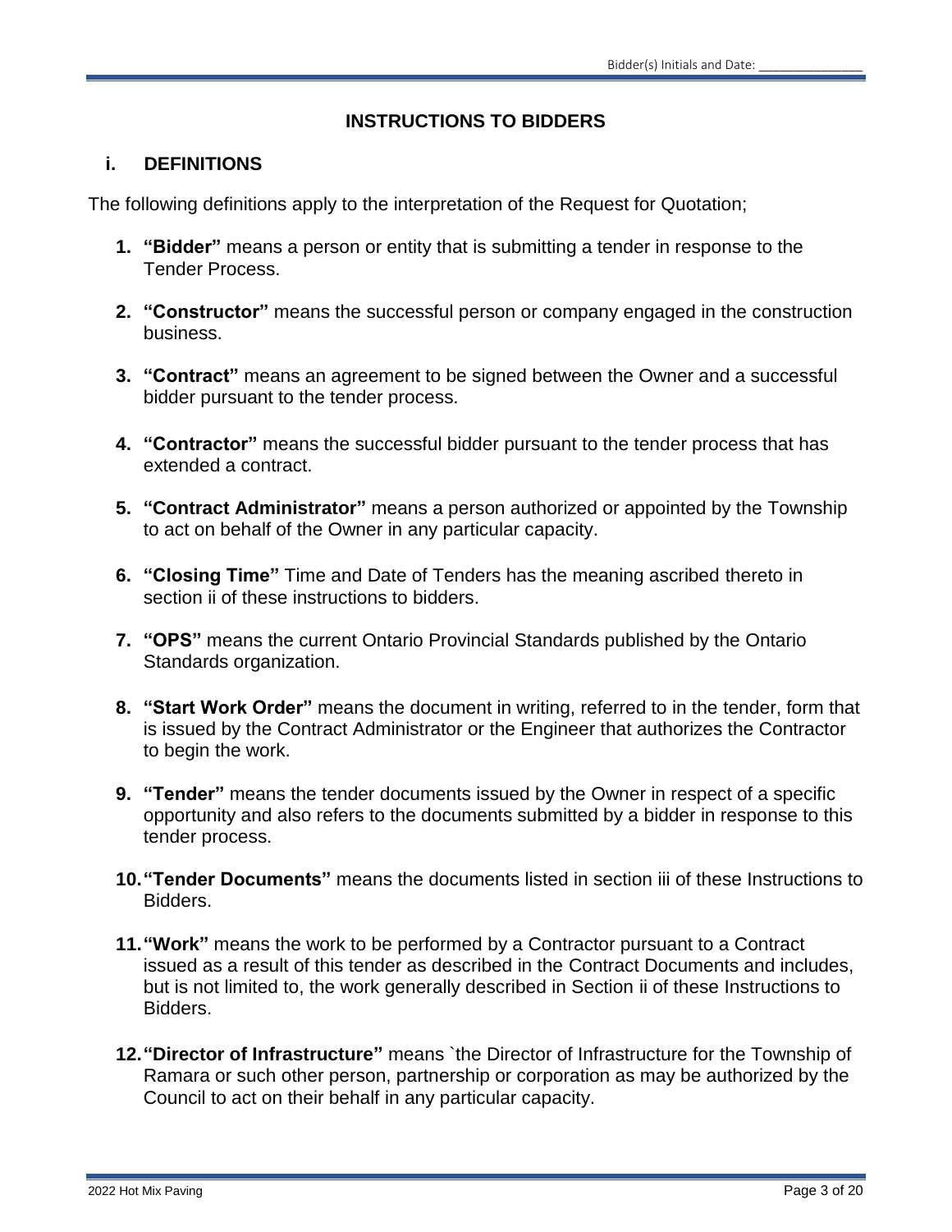## INSTRUCTIONS TO BIDDERS

### i. DEFINITIONS

The following definitions apply to the interpretation of the Request for Quotation;

1. **"Bidder"** means a person or entity that is submitting a tender in response to the Tender Process.

2. **"Constructor"** means the successful person or company engaged in the construction business.

3. **"Contract"** means an agreement to be signed between the Owner and a successful bidder pursuant to the tender process.

4. **"Contractor"** means the successful bidder pursuant to the tender process that has extended a contract.

5. **"Contract Administrator"** means a person authorized or appointed by the Township to act on behalf of the Owner in any particular capacity.

6. **"Closing Time"** Time and Date of Tenders has the meaning ascribed thereto in section ii of these instructions to bidders.

7. **"OPS"** means the current Ontario Provincial Standards published by the Ontario Standards organization.

8. **"Start Work Order"** means the document in writing, referred to in the tender, form that is issued by the Contract Administrator or the Engineer that authorizes the Contractor to begin the work.

9. **"Tender"** means the tender documents issued by the Owner in respect of a specific opportunity and also refers to the documents submitted by a bidder in response to this tender process.

10. **"Tender Documents"** means the documents listed in section iii of these Instructions to Bidders.

11. **"Work"** means the work to be performed by a Contractor pursuant to a Contract issued as a result of this tender as described in the Contract Documents and includes, but is not limited to, the work generally described in Section ii of these Instructions to Bidders.

12. **"Director of Infrastructure"** means `the Director of Infrastructure for the Township of Ramara or such other person, partnership or corporation as may be authorized by the Council to act on their behalf in any particular capacity.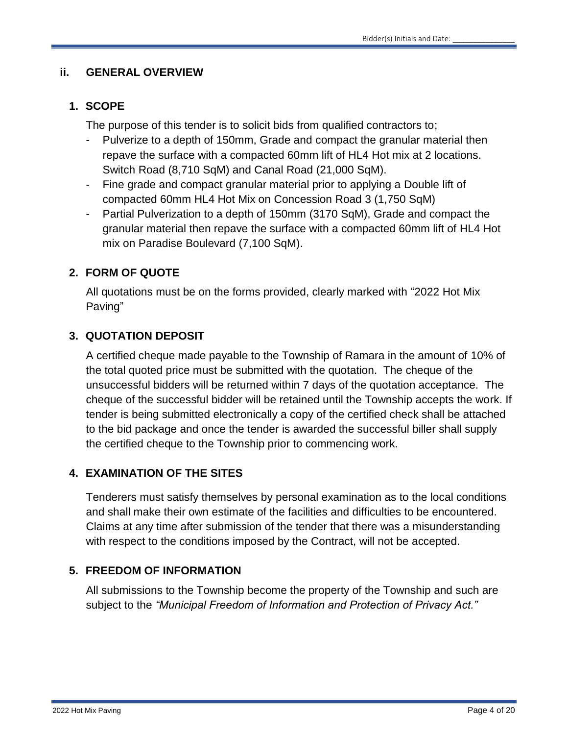## ii. GENERAL OVERVIEW

### 1. SCOPE

The purpose of this tender is to solicit bids from qualified contractors to;

- Pulverize to a depth of 150mm, Grade and compact the granular material then repave the surface with a compacted 60mm lift of HL4 Hot mix at 2 locations. Switch Road (8,710 SqM) and Canal Road (21,000 SqM).
- Fine grade and compact granular material prior to applying a Double lift of compacted 60mm HL4 Hot Mix on Concession Road 3 (1,750 SqM)
- Partial Pulverization to a depth of 150mm (3170 SqM), Grade and compact the granular material then repave the surface with a compacted 60mm lift of HL4 Hot mix on Paradise Boulevard (7,100 SqM).

### 2. FORM OF QUOTE

All quotations must be on the forms provided, clearly marked with "2022 Hot Mix Paving"

### 3. QUOTATION DEPOSIT

A certified cheque made payable to the Township of Ramara in the amount of 10% of the total quoted price must be submitted with the quotation. The cheque of the unsuccessful bidders will be returned within 7 days of the quotation acceptance. The cheque of the successful bidder will be retained until the Township accepts the work. If tender is being submitted electronically a copy of the certified check shall be attached to the bid package and once the tender is awarded the successful biller shall supply the certified cheque to the Township prior to commencing work.

### 4. EXAMINATION OF THE SITES

Tenderers must satisfy themselves by personal examination as to the local conditions and shall make their own estimate of the facilities and difficulties to be encountered. Claims at any time after submission of the tender that there was a misunderstanding with respect to the conditions imposed by the Contract, will not be accepted.

### 5. FREEDOM OF INFORMATION

All submissions to the Township become the property of the Township and such are subject to the *"Municipal Freedom of Information and Protection of Privacy Act."*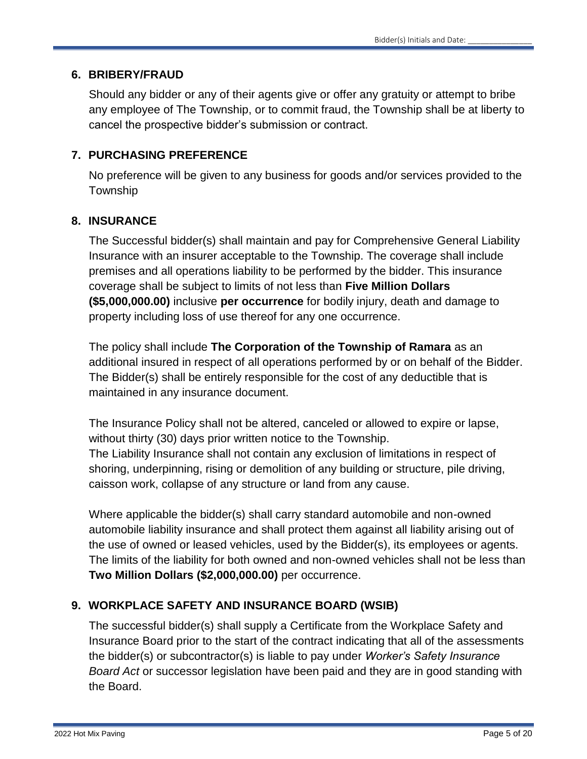## 6. BRIBERY/FRAUD

Should any bidder or any of their agents give or offer any gratuity or attempt to bribe any employee of The Township, or to commit fraud, the Township shall be at liberty to cancel the prospective bidder's submission or contract.

## 7. PURCHASING PREFERENCE

No preference will be given to any business for goods and/or services provided to the Township

## 8. INSURANCE

The Successful bidder(s) shall maintain and pay for Comprehensive General Liability Insurance with an insurer acceptable to the Township. The coverage shall include premises and all operations liability to be performed by the bidder. This insurance coverage shall be subject to limits of not less than **Five Million Dollars ($5,000,000.00)** inclusive **per occurrence** for bodily injury, death and damage to property including loss of use thereof for any one occurrence.

The policy shall include **The Corporation of the Township of Ramara** as an additional insured in respect of all operations performed by or on behalf of the Bidder. The Bidder(s) shall be entirely responsible for the cost of any deductible that is maintained in any insurance document.

The Insurance Policy shall not be altered, canceled or allowed to expire or lapse, without thirty (30) days prior written notice to the Township.
The Liability Insurance shall not contain any exclusion of limitations in respect of shoring, underpinning, rising or demolition of any building or structure, pile driving, caisson work, collapse of any structure or land from any cause.

Where applicable the bidder(s) shall carry standard automobile and non-owned automobile liability insurance and shall protect them against all liability arising out of the use of owned or leased vehicles, used by the Bidder(s), its employees or agents. The limits of the liability for both owned and non-owned vehicles shall not be less than **Two Million Dollars ($2,000,000.00)** per occurrence.

## 9. WORKPLACE SAFETY AND INSURANCE BOARD (WSIB)

The successful bidder(s) shall supply a Certificate from the Workplace Safety and Insurance Board prior to the start of the contract indicating that all of the assessments the bidder(s) or subcontractor(s) is liable to pay under *Worker's Safety Insurance Board Act* or successor legislation have been paid and they are in good standing with the Board.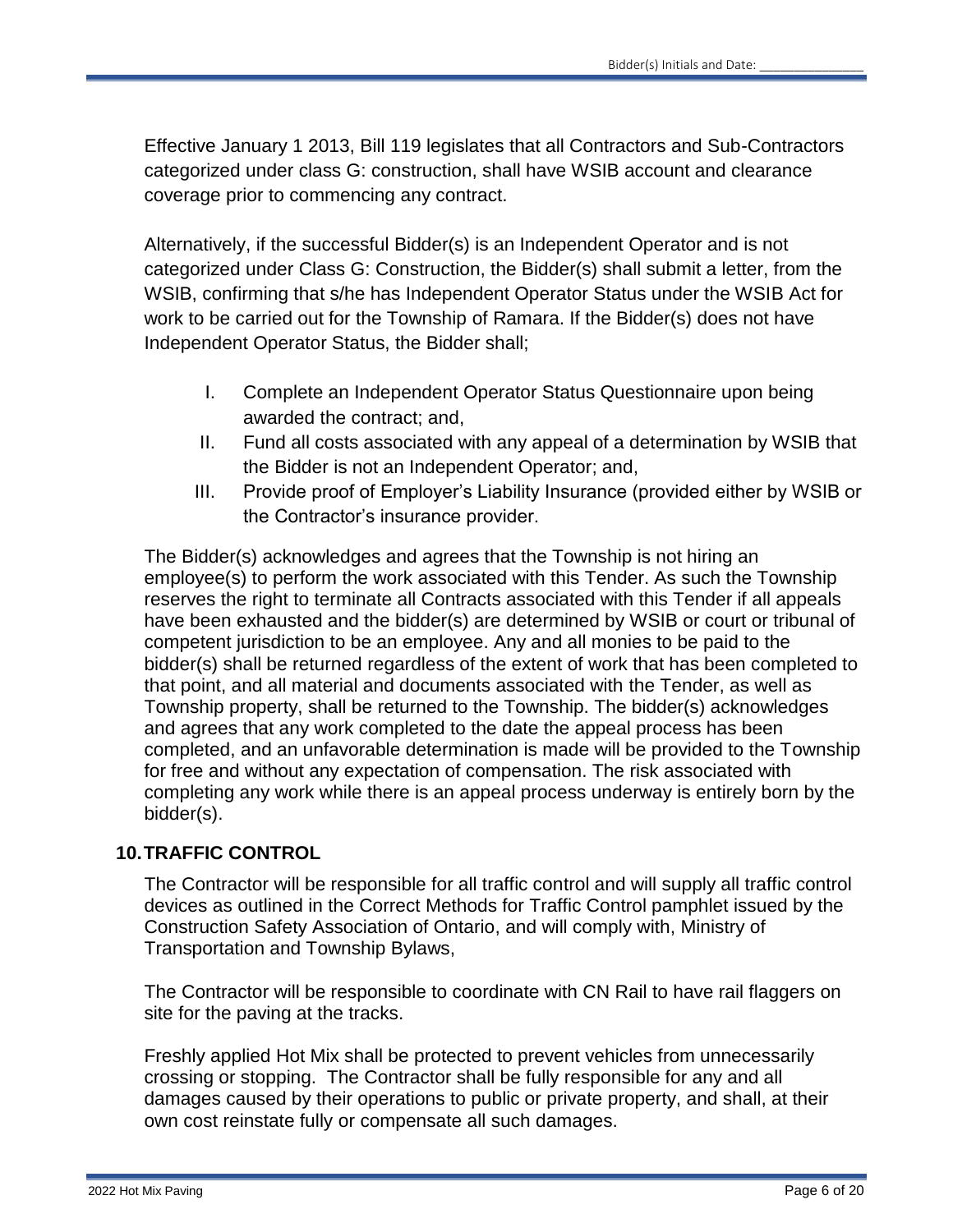Effective January 1 2013, Bill 119 legislates that all Contractors and Sub-Contractors categorized under class G: construction, shall have WSIB account and clearance coverage prior to commencing any contract.

Alternatively, if the successful Bidder(s) is an Independent Operator and is not categorized under Class G: Construction, the Bidder(s) shall submit a letter, from the WSIB, confirming that s/he has Independent Operator Status under the WSIB Act for work to be carried out for the Township of Ramara. If the Bidder(s) does not have Independent Operator Status, the Bidder shall;

I. Complete an Independent Operator Status Questionnaire upon being awarded the contract; and,
II. Fund all costs associated with any appeal of a determination by WSIB that the Bidder is not an Independent Operator; and,
III. Provide proof of Employer's Liability Insurance (provided either by WSIB or the Contractor's insurance provider.

The Bidder(s) acknowledges and agrees that the Township is not hiring an employee(s) to perform the work associated with this Tender. As such the Township reserves the right to terminate all Contracts associated with this Tender if all appeals have been exhausted and the bidder(s) are determined by WSIB or court or tribunal of competent jurisdiction to be an employee. Any and all monies to be paid to the bidder(s) shall be returned regardless of the extent of work that has been completed to that point, and all material and documents associated with the Tender, as well as Township property, shall be returned to the Township. The bidder(s) acknowledges and agrees that any work completed to the date the appeal process has been completed, and an unfavorable determination is made will be provided to the Township for free and without any expectation of compensation. The risk associated with completing any work while there is an appeal process underway is entirely born by the bidder(s).

## 10. TRAFFIC CONTROL

The Contractor will be responsible for all traffic control and will supply all traffic control devices as outlined in the Correct Methods for Traffic Control pamphlet issued by the Construction Safety Association of Ontario, and will comply with, Ministry of Transportation and Township Bylaws,

The Contractor will be responsible to coordinate with CN Rail to have rail flaggers on site for the paving at the tracks.

Freshly applied Hot Mix shall be protected to prevent vehicles from unnecessarily crossing or stopping. The Contractor shall be fully responsible for any and all damages caused by their operations to public or private property, and shall, at their own cost reinstate fully or compensate all such damages.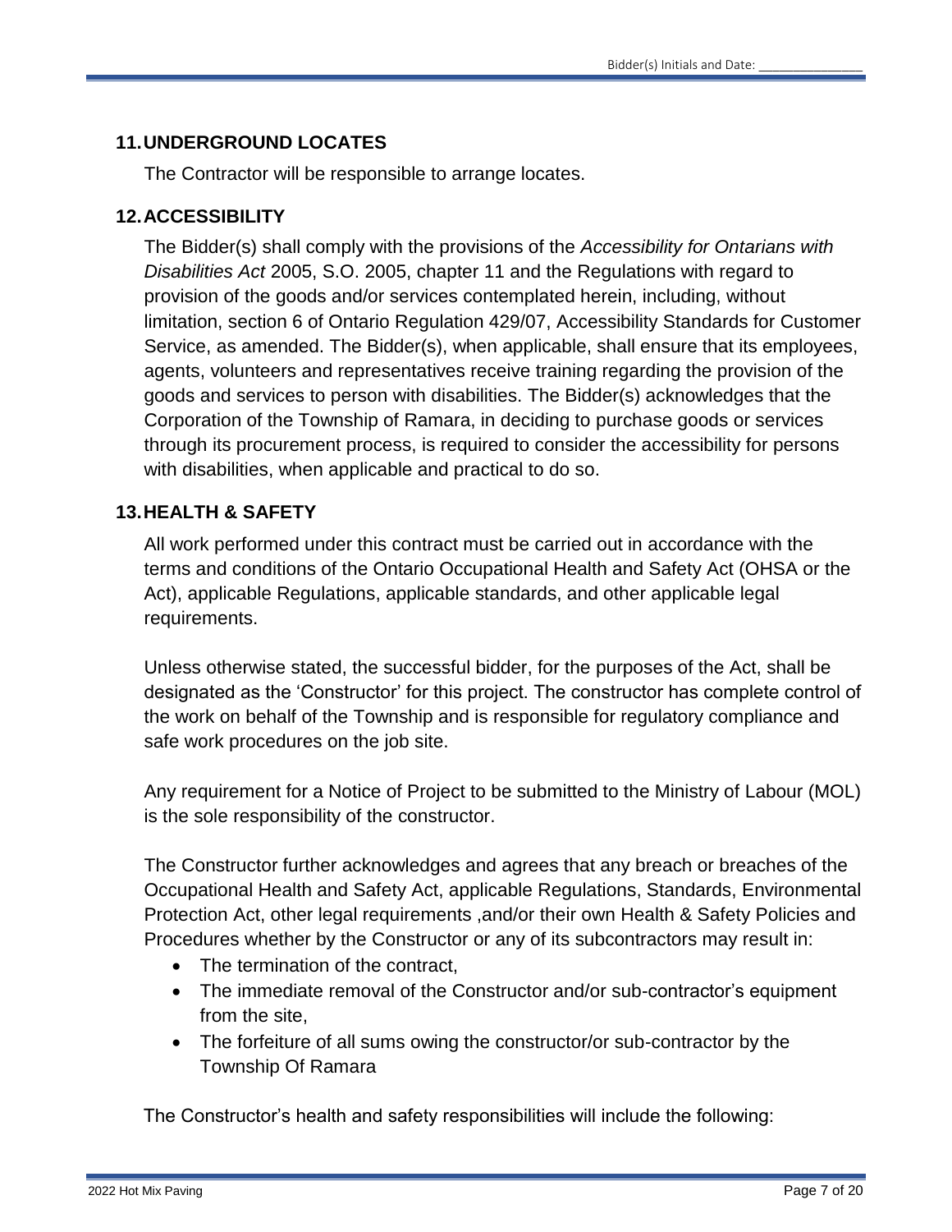## 11. UNDERGROUND LOCATES

The Contractor will be responsible to arrange locates.

## 12. ACCESSIBILITY

The Bidder(s) shall comply with the provisions of the *Accessibility for Ontarians with Disabilities Act* 2005, S.O. 2005, chapter 11 and the Regulations with regard to provision of the goods and/or services contemplated herein, including, without limitation, section 6 of Ontario Regulation 429/07, Accessibility Standards for Customer Service, as amended. The Bidder(s), when applicable, shall ensure that its employees, agents, volunteers and representatives receive training regarding the provision of the goods and services to person with disabilities. The Bidder(s) acknowledges that the Corporation of the Township of Ramara, in deciding to purchase goods or services through its procurement process, is required to consider the accessibility for persons with disabilities, when applicable and practical to do so.

## 13. HEALTH & SAFETY

All work performed under this contract must be carried out in accordance with the terms and conditions of the Ontario Occupational Health and Safety Act (OHSA or the Act), applicable Regulations, applicable standards, and other applicable legal requirements.

Unless otherwise stated, the successful bidder, for the purposes of the Act, shall be designated as the 'Constructor' for this project. The constructor has complete control of the work on behalf of the Township and is responsible for regulatory compliance and safe work procedures on the job site.

Any requirement for a Notice of Project to be submitted to the Ministry of Labour (MOL) is the sole responsibility of the constructor.

The Constructor further acknowledges and agrees that any breach or breaches of the Occupational Health and Safety Act, applicable Regulations, Standards, Environmental Protection Act, other legal requirements ,and/or their own Health & Safety Policies and Procedures whether by the Constructor or any of its subcontractors may result in:

- The termination of the contract,
- The immediate removal of the Constructor and/or sub-contractor's equipment from the site,
- The forfeiture of all sums owing the constructor/or sub-contractor by the Township Of Ramara

The Constructor's health and safety responsibilities will include the following: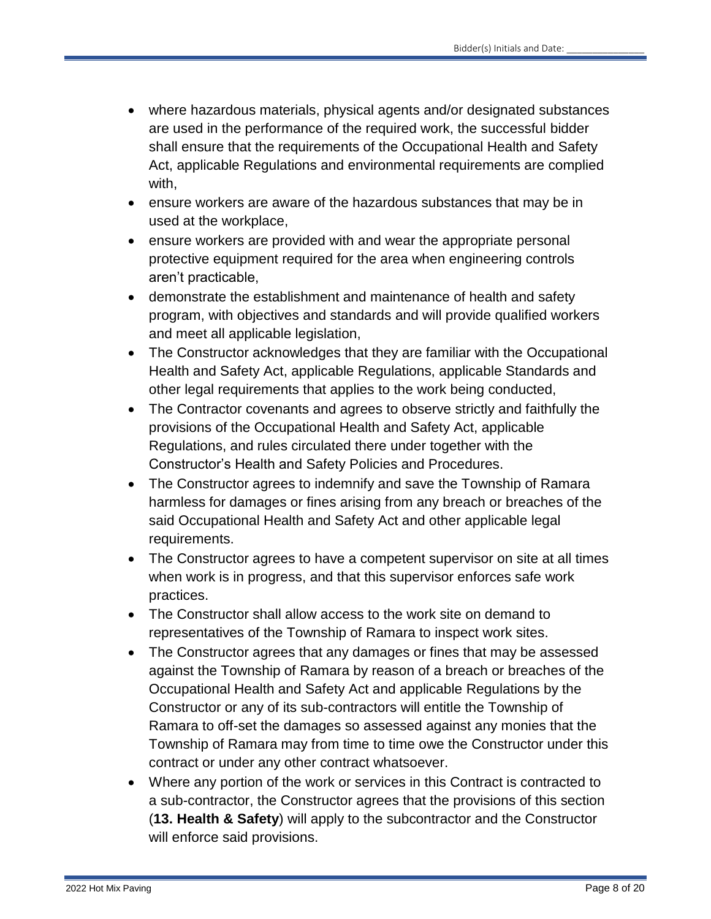- where hazardous materials, physical agents and/or designated substances are used in the performance of the required work, the successful bidder shall ensure that the requirements of the Occupational Health and Safety Act, applicable Regulations and environmental requirements are complied with,
- ensure workers are aware of the hazardous substances that may be in used at the workplace,
- ensure workers are provided with and wear the appropriate personal protective equipment required for the area when engineering controls aren't practicable,
- demonstrate the establishment and maintenance of health and safety program, with objectives and standards and will provide qualified workers and meet all applicable legislation,
- The Constructor acknowledges that they are familiar with the Occupational Health and Safety Act, applicable Regulations, applicable Standards and other legal requirements that applies to the work being conducted,
- The Contractor covenants and agrees to observe strictly and faithfully the provisions of the Occupational Health and Safety Act, applicable Regulations, and rules circulated there under together with the Constructor's Health and Safety Policies and Procedures.
- The Constructor agrees to indemnify and save the Township of Ramara harmless for damages or fines arising from any breach or breaches of the said Occupational Health and Safety Act and other applicable legal requirements.
- The Constructor agrees to have a competent supervisor on site at all times when work is in progress, and that this supervisor enforces safe work practices.
- The Constructor shall allow access to the work site on demand to representatives of the Township of Ramara to inspect work sites.
- The Constructor agrees that any damages or fines that may be assessed against the Township of Ramara by reason of a breach or breaches of the Occupational Health and Safety Act and applicable Regulations by the Constructor or any of its sub-contractors will entitle the Township of Ramara to off-set the damages so assessed against any monies that the Township of Ramara may from time to time owe the Constructor under this contract or under any other contract whatsoever.
- Where any portion of the work or services in this Contract is contracted to a sub-contractor, the Constructor agrees that the provisions of this section (**13. Health & Safety**) will apply to the subcontractor and the Constructor will enforce said provisions.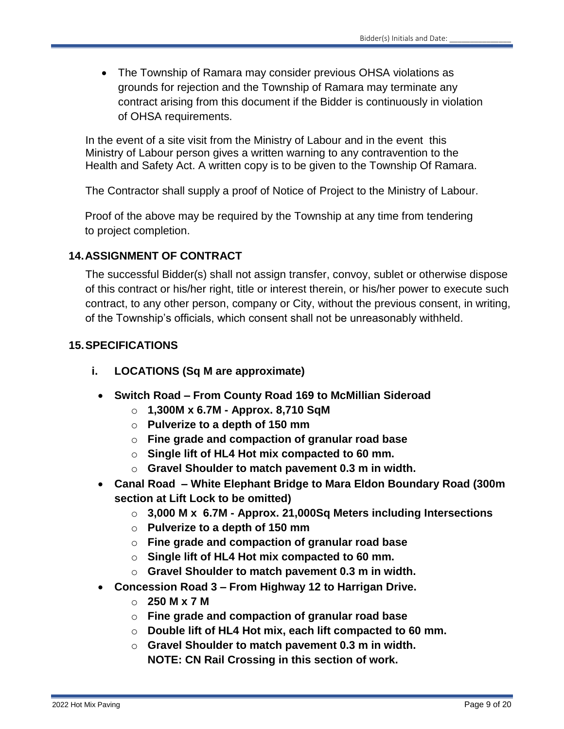- The Township of Ramara may consider previous OHSA violations as grounds for rejection and the Township of Ramara may terminate any contract arising from this document if the Bidder is continuously in violation of OHSA requirements.

In the event of a site visit from the Ministry of Labour and in the event this Ministry of Labour person gives a written warning to any contravention to the Health and Safety Act. A written copy is to be given to the Township Of Ramara.

The Contractor shall supply a proof of Notice of Project to the Ministry of Labour.

Proof of the above may be required by the Township at any time from tendering to project completion.

## 14. ASSIGNMENT OF CONTRACT

The successful Bidder(s) shall not assign transfer, convoy, sublet or otherwise dispose of this contract or his/her right, title or interest therein, or his/her power to execute such contract, to any other person, company or City, without the previous consent, in writing, of the Township's officials, which consent shall not be unreasonably withheld.

## 15. SPECIFICATIONS

### i. LOCATIONS (Sq M are approximate)

- **Switch Road – From County Road 169 to McMillian Sideroad**
  - **1,300M x 6.7M - Approx. 8,710 SqM**
  - **Pulverize to a depth of 150 mm**
  - **Fine grade and compaction of granular road base**
  - **Single lift of HL4 Hot mix compacted to 60 mm.**
  - **Gravel Shoulder to match pavement 0.3 m in width.**
- **Canal Road – White Elephant Bridge to Mara Eldon Boundary Road (300m section at Lift Lock to be omitted)**
  - **3,000 M x 6.7M - Approx. 21,000Sq Meters including Intersections**
  - **Pulverize to a depth of 150 mm**
  - **Fine grade and compaction of granular road base**
  - **Single lift of HL4 Hot mix compacted to 60 mm.**
  - **Gravel Shoulder to match pavement 0.3 m in width.**
- **Concession Road 3 – From Highway 12 to Harrigan Drive.**
  - **250 M x 7 M**
  - **Fine grade and compaction of granular road base**
  - **Double lift of HL4 Hot mix, each lift compacted to 60 mm.**
  - **Gravel Shoulder to match pavement 0.3 m in width.**
    **NOTE: CN Rail Crossing in this section of work.**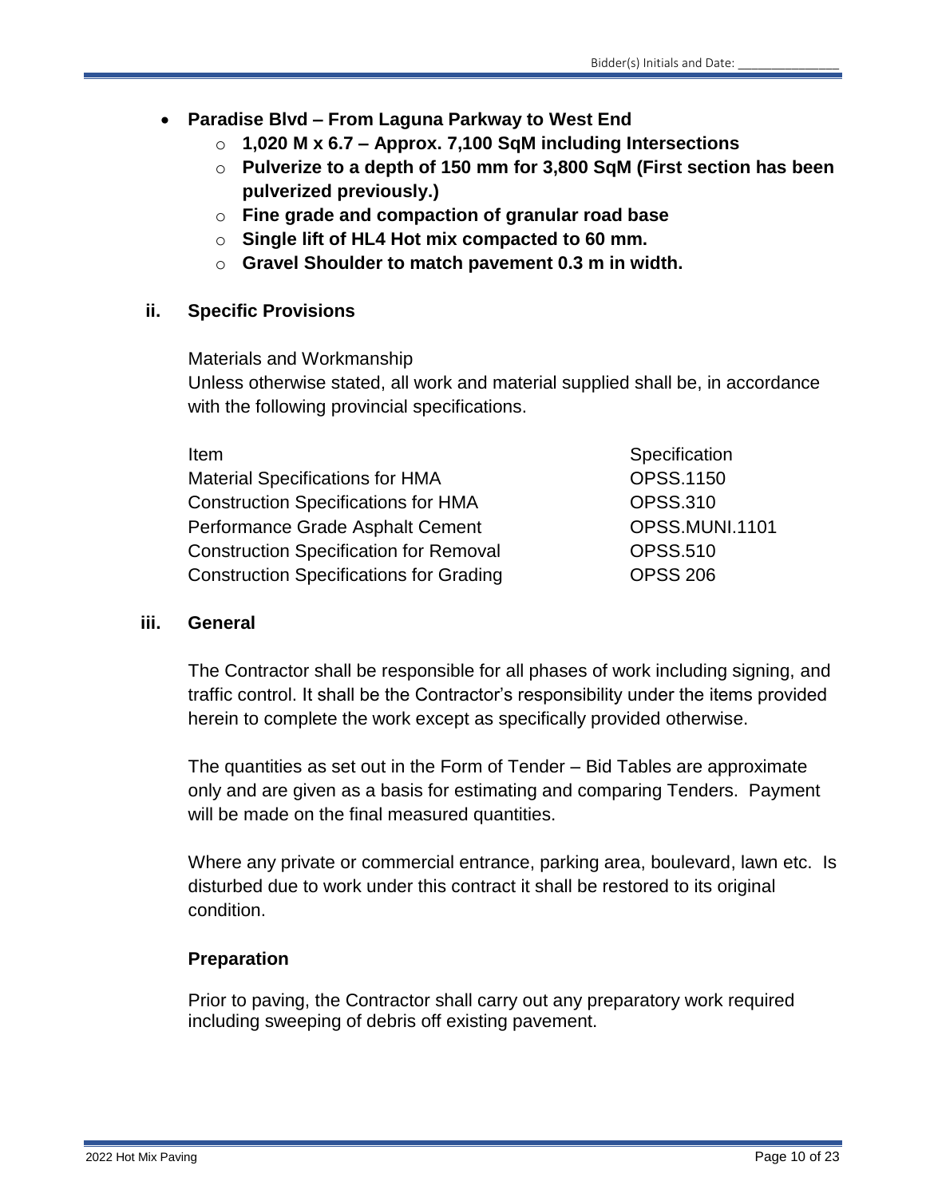- **Paradise Blvd – From Laguna Parkway to West End**
  - **1,020 M x 6.7 – Approx. 7,100 SqM including Intersections**
  - **Pulverize to a depth of 150 mm for 3,800 SqM (First section has been pulverized previously.)**
  - **Fine grade and compaction of granular road base**
  - **Single lift of HL4 Hot mix compacted to 60 mm.**
  - **Gravel Shoulder to match pavement 0.3 m in width.**

### ii. Specific Provisions

Materials and Workmanship
Unless otherwise stated, all work and material supplied shall be, in accordance with the following provincial specifications.

| Item | Specification |
|---|---|
| Material Specifications for HMA | OPSS.1150 |
| Construction Specifications for HMA | OPSS.310 |
| Performance Grade Asphalt Cement | OPSS.MUNI.1101 |
| Construction Specification for Removal | OPSS.510 |
| Construction Specifications for Grading | OPSS 206 |

### iii. General

The Contractor shall be responsible for all phases of work including signing, and traffic control. It shall be the Contractor's responsibility under the items provided herein to complete the work except as specifically provided otherwise.

The quantities as set out in the Form of Tender – Bid Tables are approximate only and are given as a basis for estimating and comparing Tenders. Payment will be made on the final measured quantities.

Where any private or commercial entrance, parking area, boulevard, lawn etc. Is disturbed due to work under this contract it shall be restored to its original condition.

#### Preparation

Prior to paving, the Contractor shall carry out any preparatory work required including sweeping of debris off existing pavement.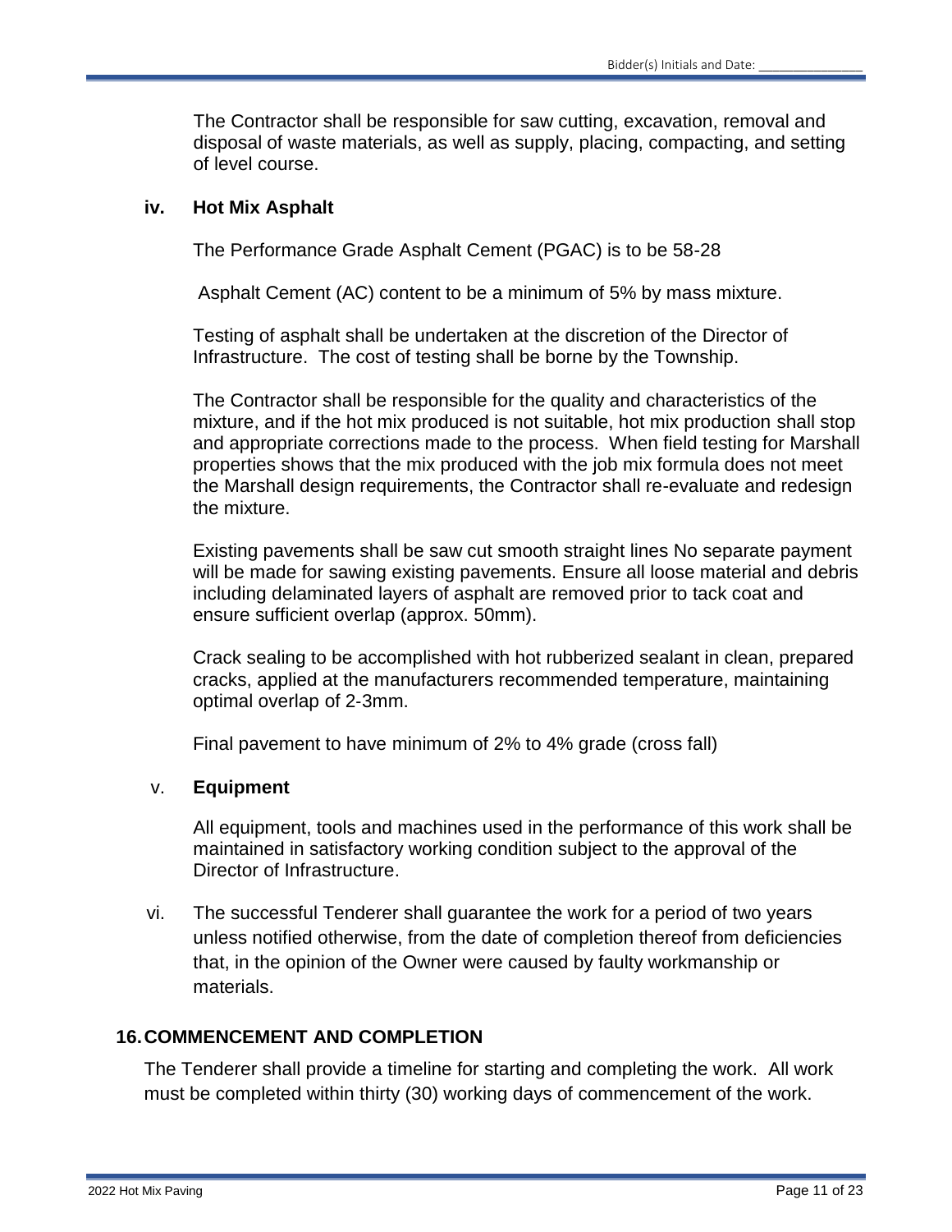The Contractor shall be responsible for saw cutting, excavation, removal and disposal of waste materials, as well as supply, placing, compacting, and setting of level course.

**iv. Hot Mix Asphalt**

The Performance Grade Asphalt Cement (PGAC) is to be 58-28

Asphalt Cement (AC) content to be a minimum of 5% by mass mixture.

Testing of asphalt shall be undertaken at the discretion of the Director of Infrastructure. The cost of testing shall be borne by the Township.

The Contractor shall be responsible for the quality and characteristics of the mixture, and if the hot mix produced is not suitable, hot mix production shall stop and appropriate corrections made to the process. When field testing for Marshall properties shows that the mix produced with the job mix formula does not meet the Marshall design requirements, the Contractor shall re-evaluate and redesign the mixture.

Existing pavements shall be saw cut smooth straight lines No separate payment will be made for sawing existing pavements. Ensure all loose material and debris including delaminated layers of asphalt are removed prior to tack coat and ensure sufficient overlap (approx. 50mm).

Crack sealing to be accomplished with hot rubberized sealant in clean, prepared cracks, applied at the manufacturers recommended temperature, maintaining optimal overlap of 2-3mm.

Final pavement to have minimum of 2% to 4% grade (cross fall)

**v. Equipment**

All equipment, tools and machines used in the performance of this work shall be maintained in satisfactory working condition subject to the approval of the Director of Infrastructure.

vi. The successful Tenderer shall guarantee the work for a period of two years unless notified otherwise, from the date of completion thereof from deficiencies that, in the opinion of the Owner were caused by faulty workmanship or materials.

## 16. COMMENCEMENT AND COMPLETION

The Tenderer shall provide a timeline for starting and completing the work. All work must be completed within thirty (30) working days of commencement of the work.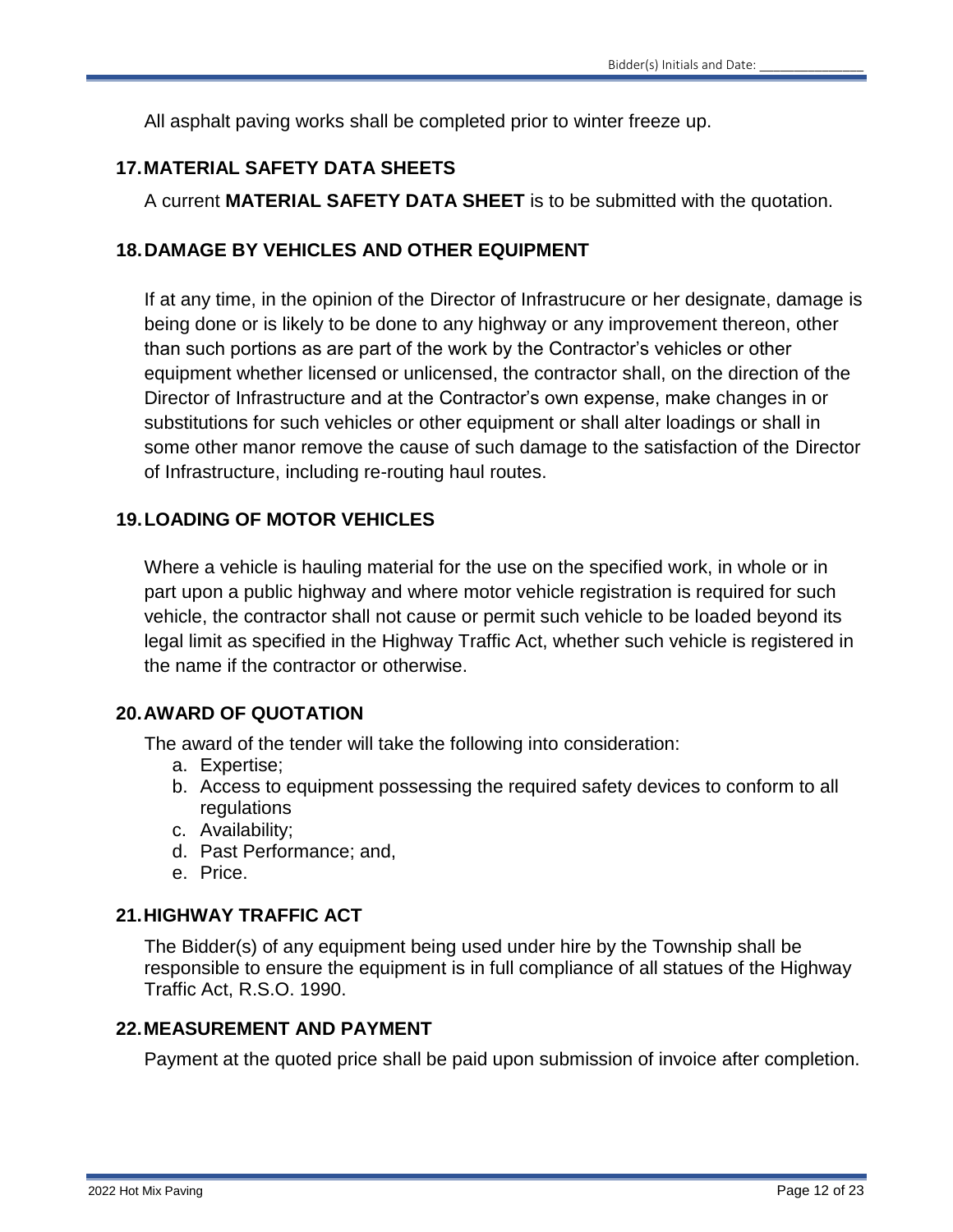All asphalt paving works shall be completed prior to winter freeze up.

## 17. MATERIAL SAFETY DATA SHEETS

A current **MATERIAL SAFETY DATA SHEET** is to be submitted with the quotation.

## 18. DAMAGE BY VEHICLES AND OTHER EQUIPMENT

If at any time, in the opinion of the Director of Infrastrucure or her designate, damage is being done or is likely to be done to any highway or any improvement thereon, other than such portions as are part of the work by the Contractor's vehicles or other equipment whether licensed or unlicensed, the contractor shall, on the direction of the Director of Infrastructure and at the Contractor's own expense, make changes in or substitutions for such vehicles or other equipment or shall alter loadings or shall in some other manor remove the cause of such damage to the satisfaction of the Director of Infrastructure, including re-routing haul routes.

## 19. LOADING OF MOTOR VEHICLES

Where a vehicle is hauling material for the use on the specified work, in whole or in part upon a public highway and where motor vehicle registration is required for such vehicle, the contractor shall not cause or permit such vehicle to be loaded beyond its legal limit as specified in the Highway Traffic Act, whether such vehicle is registered in the name if the contractor or otherwise.

## 20. AWARD OF QUOTATION

The award of the tender will take the following into consideration:

a. Expertise;
b. Access to equipment possessing the required safety devices to conform to all regulations
c. Availability;
d. Past Performance; and,
e. Price.

## 21. HIGHWAY TRAFFIC ACT

The Bidder(s) of any equipment being used under hire by the Township shall be responsible to ensure the equipment is in full compliance of all statues of the Highway Traffic Act, R.S.O. 1990.

## 22. MEASUREMENT AND PAYMENT

Payment at the quoted price shall be paid upon submission of invoice after completion.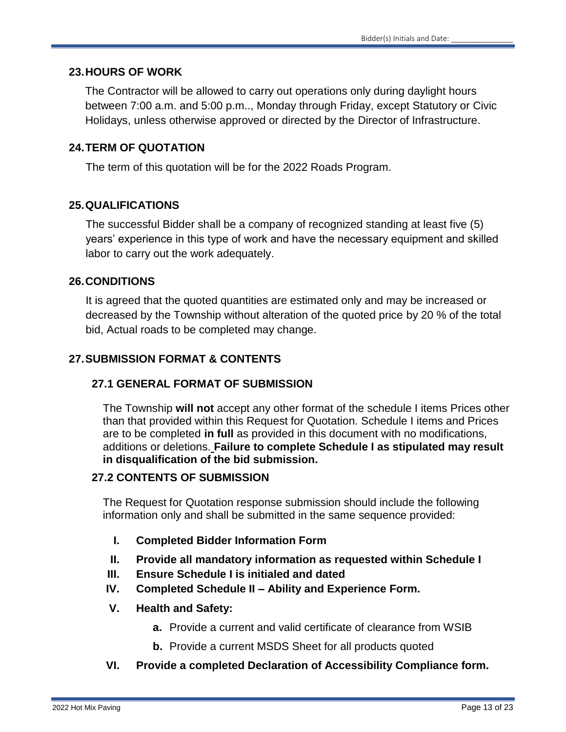## 23. HOURS OF WORK

The Contractor will be allowed to carry out operations only during daylight hours between 7:00 a.m. and 5:00 p.m.., Monday through Friday, except Statutory or Civic Holidays, unless otherwise approved or directed by the Director of Infrastructure.

## 24. TERM OF QUOTATION

The term of this quotation will be for the 2022 Roads Program.

## 25. QUALIFICATIONS

The successful Bidder shall be a company of recognized standing at least five (5) years' experience in this type of work and have the necessary equipment and skilled labor to carry out the work adequately.

## 26. CONDITIONS

It is agreed that the quoted quantities are estimated only and may be increased or decreased by the Township without alteration of the quoted price by 20 % of the total bid, Actual roads to be completed may change.

## 27. SUBMISSION FORMAT & CONTENTS

### 27.1 GENERAL FORMAT OF SUBMISSION

The Township **will not** accept any other format of the schedule I items Prices other than that provided within this Request for Quotation. Schedule I items and Prices are to be completed **in full** as provided in this document with no modifications, additions or deletions. **Failure to complete Schedule I as stipulated may result in disqualification of the bid submission.**

### 27.2 CONTENTS OF SUBMISSION

The Request for Quotation response submission should include the following information only and shall be submitted in the same sequence provided:

- **I. Completed Bidder Information Form**
- **II. Provide all mandatory information as requested within Schedule I**
- **III. Ensure Schedule I is initialed and dated**
- **IV. Completed Schedule II – Ability and Experience Form.**
- **V. Health and Safety:**
  - **a.** Provide a current and valid certificate of clearance from WSIB
  - **b.** Provide a current MSDS Sheet for all products quoted
- **VI. Provide a completed Declaration of Accessibility Compliance form.**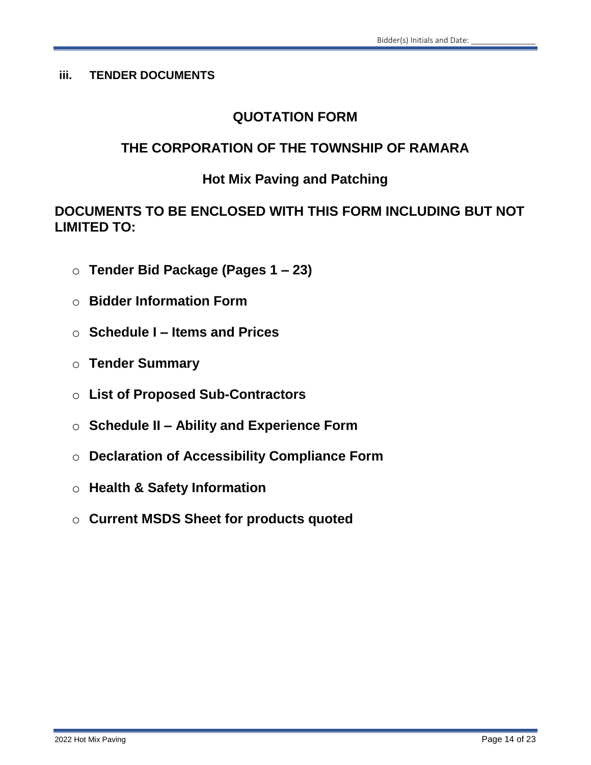### iii. TENDER DOCUMENTS

## QUOTATION FORM

## THE CORPORATION OF THE TOWNSHIP OF RAMARA

### Hot Mix Paving and Patching

### DOCUMENTS TO BE ENCLOSED WITH THIS FORM INCLUDING BUT NOT LIMITED TO:

- **Tender Bid Package (Pages 1 – 23)**
- **Bidder Information Form**
- **Schedule I – Items and Prices**
- **Tender Summary**
- **List of Proposed Sub-Contractors**
- **Schedule II – Ability and Experience Form**
- **Declaration of Accessibility Compliance Form**
- **Health & Safety Information**
- **Current MSDS Sheet for products quoted**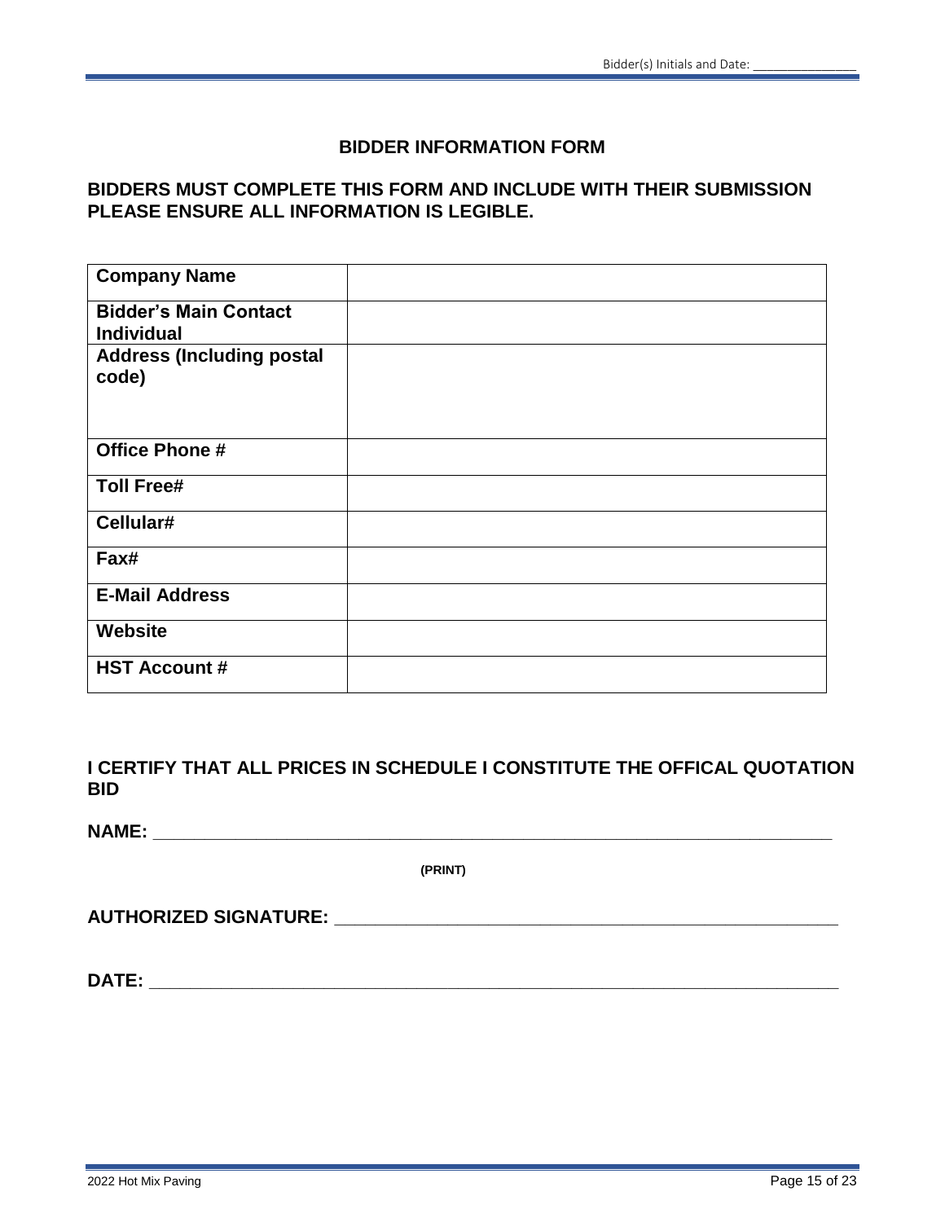## BIDDER INFORMATION FORM

**BIDDERS MUST COMPLETE THIS FORM AND INCLUDE WITH THEIR SUBMISSION PLEASE ENSURE ALL INFORMATION IS LEGIBLE.**

| **Company Name** | |
|---|---|
| **Bidder's Main Contact Individual** | |
| **Address (Including postal code)** | |
| **Office Phone #** | |
| **Toll Free#** | |
| **Cellular#** | |
| **Fax#** | |
| **E-Mail Address** | |
| **Website** | |
| **HST Account #** | |

**I CERTIFY THAT ALL PRICES IN SCHEDULE I CONSTITUTE THE OFFICAL QUOTATION BID**

**NAME:** ______________________________________________________________________

**(PRINT)**

**AUTHORIZED SIGNATURE:** ________________________________________________

**DATE:** _______________________________________________________________________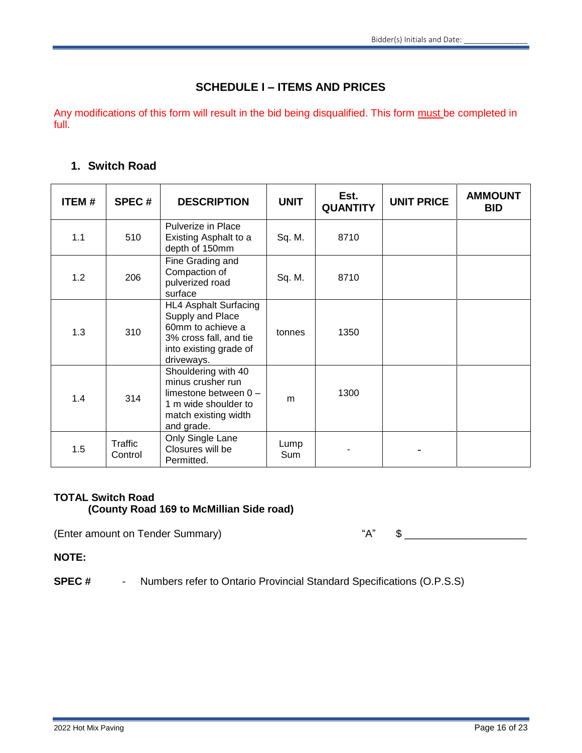Bidder(s) Initials and Date: _______________

# SCHEDULE I – ITEMS AND PRICES

Any modifications of this form will result in the bid being disqualified. This form must be completed in full.

## 1. Switch Road

| ITEM # | SPEC # | DESCRIPTION | UNIT | Est. QUANTITY | UNIT PRICE | AMMOUNT BID |
|---|---|---|---|---|---|---|
| 1.1 | 510 | Pulverize in Place Existing Asphalt to a depth of 150mm | Sq. M. | 8710 | | |
| 1.2 | 206 | Fine Grading and Compaction of pulverized road surface | Sq. M. | 8710 | | |
| 1.3 | 310 | HL4 Asphalt Surfacing Supply and Place 60mm to achieve a 3% cross fall, and tie into existing grade of driveways. | tonnes | 1350 | | |
| 1.4 | 314 | Shouldering with 40 minus crusher run limestone between 0 – 1 m wide shoulder to match existing width and grade. | m | 1300 | | |
| 1.5 | Traffic Control | Only Single Lane Closures will be Permitted. | Lump Sum | - | - | |

**TOTAL Switch Road**
**(County Road 169 to McMillian Side road)**

(Enter amount on Tender Summary) "A" $ ____________________

**NOTE:**

**SPEC #** - Numbers refer to Ontario Provincial Standard Specifications (O.P.S.S)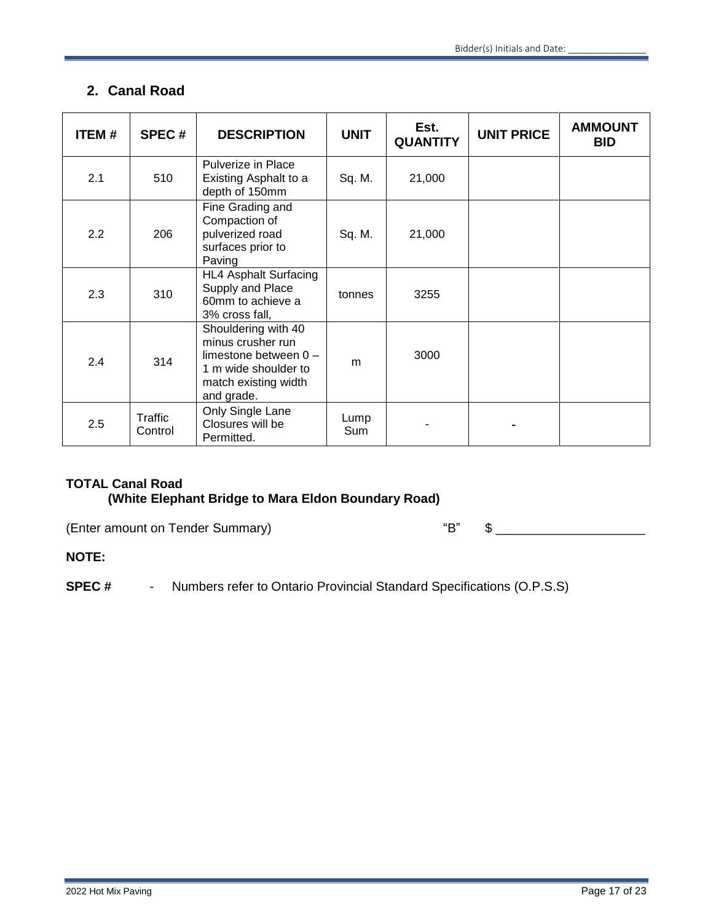## 2. Canal Road

| ITEM # | SPEC # | DESCRIPTION | UNIT | Est. QUANTITY | UNIT PRICE | AMMOUNT BID |
|---|---|---|---|---|---|---|
| 2.1 | 510 | Pulverize in Place Existing Asphalt to a depth of 150mm | Sq. M. | 21,000 | | |
| 2.2 | 206 | Fine Grading and Compaction of pulverized road surfaces prior to Paving | Sq. M. | 21,000 | | |
| 2.3 | 310 | HL4 Asphalt Surfacing Supply and Place 60mm to achieve a 3% cross fall, | tonnes | 3255 | | |
| 2.4 | 314 | Shouldering with 40 minus crusher run limestone between 0 – 1 m wide shoulder to match existing width and grade. | m | 3000 | | |
| 2.5 | Traffic Control | Only Single Lane Closures will be Permitted. | Lump Sum | - | - | |

**TOTAL Canal Road**
**(White Elephant Bridge to Mara Eldon Boundary Road)**

(Enter amount on Tender Summary) "B" $ ____________________

**NOTE:**

**SPEC #** - Numbers refer to Ontario Provincial Standard Specifications (O.P.S.S)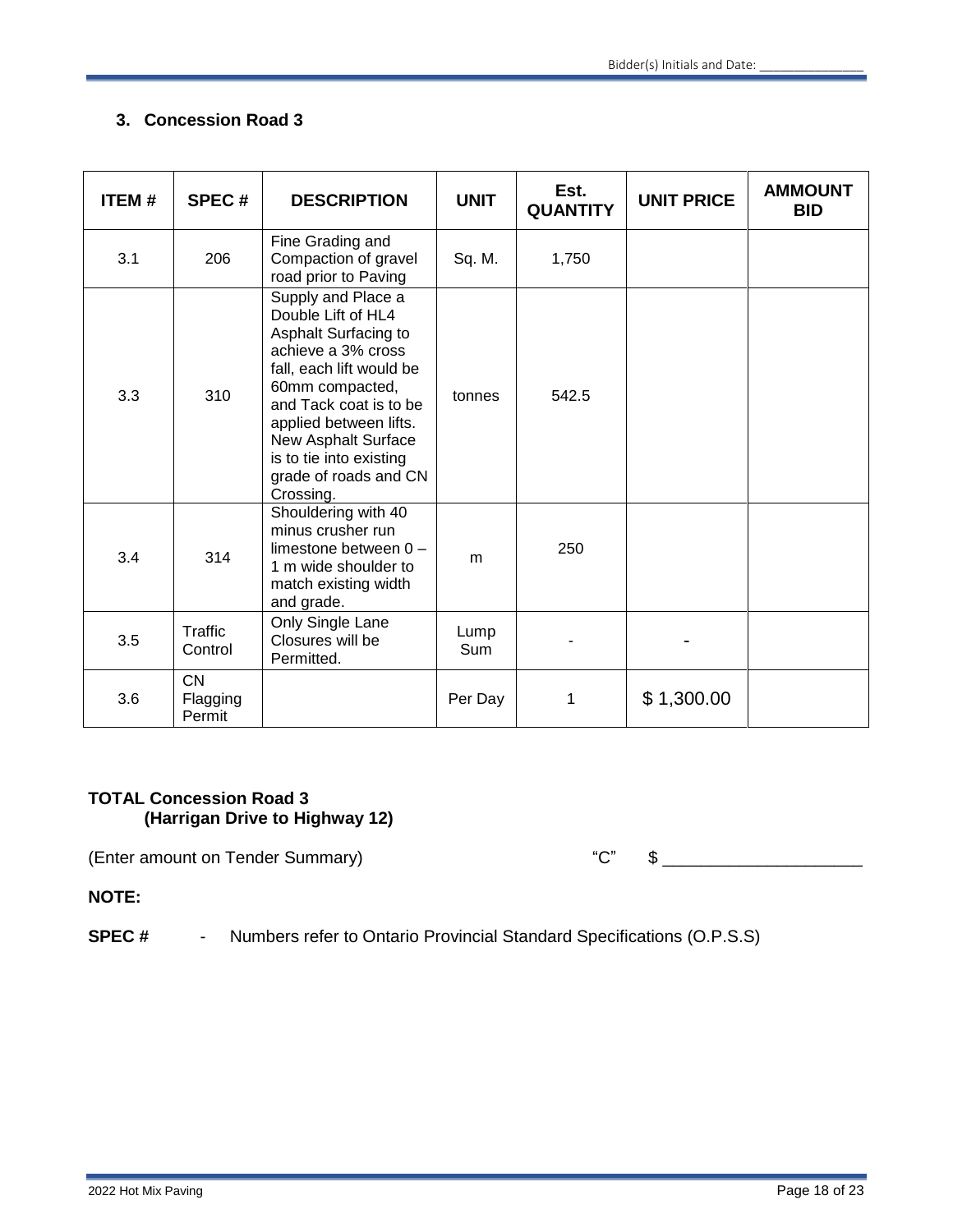## 3. Concession Road 3

| ITEM # | SPEC # | DESCRIPTION | UNIT | Est. QUANTITY | UNIT PRICE | AMMOUNT BID |
|---|---|---|---|---|---|---|
| 3.1 | 206 | Fine Grading and Compaction of gravel road prior to Paving | Sq. M. | 1,750 | | |
| 3.3 | 310 | Supply and Place a Double Lift of HL4 Asphalt Surfacing to achieve a 3% cross fall, each lift would be 60mm compacted, and Tack coat is to be applied between lifts. New Asphalt Surface is to tie into existing grade of roads and CN Crossing. | tonnes | 542.5 | | |
| 3.4 | 314 | Shouldering with 40 minus crusher run limestone between 0 – 1 m wide shoulder to match existing width and grade. | m | 250 | | |
| 3.5 | Traffic Control | Only Single Lane Closures will be Permitted. | Lump Sum | - | - | |
| 3.6 | CN Flagging Permit | | Per Day | 1 | $ 1,300.00 | |

**TOTAL Concession Road 3**
**(Harrigan Drive to Highway 12)**

(Enter amount on Tender Summary) "C" $ ____________________

**NOTE:**

**SPEC #** - Numbers refer to Ontario Provincial Standard Specifications (O.P.S.S)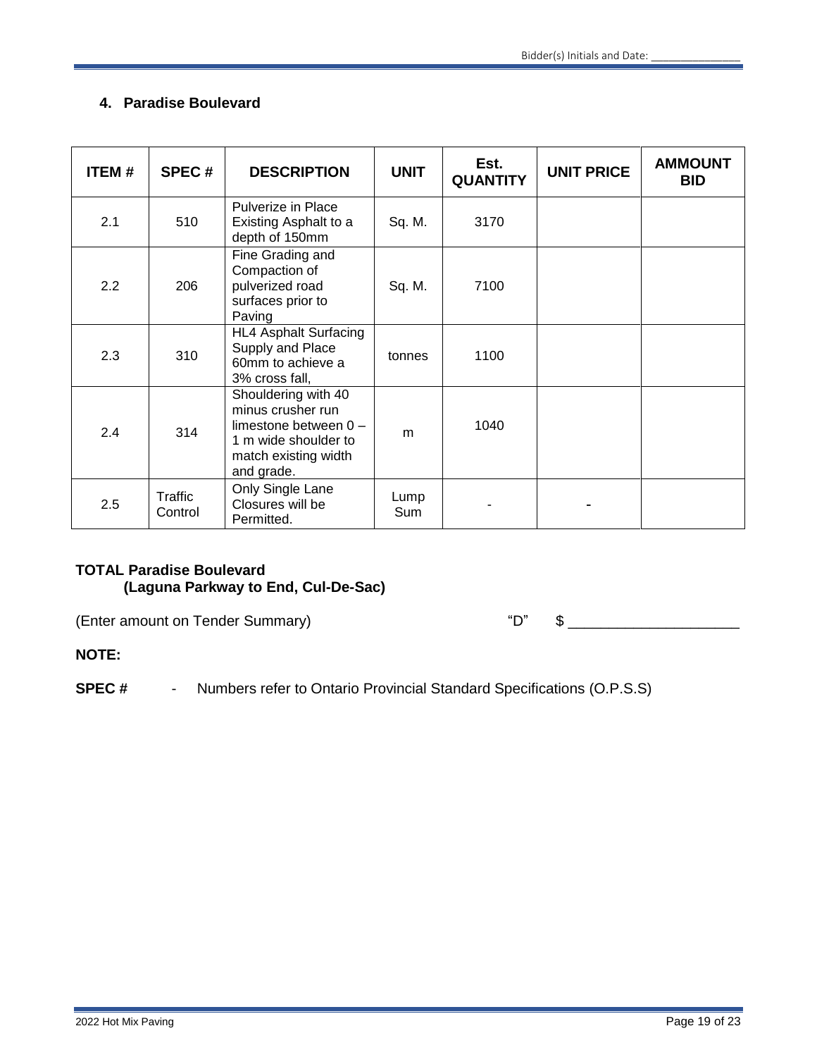## 4. Paradise Boulevard

| ITEM # | SPEC # | DESCRIPTION | UNIT | Est. QUANTITY | UNIT PRICE | AMMOUNT BID |
|---|---|---|---|---|---|---|
| 2.1 | 510 | Pulverize in Place Existing Asphalt to a depth of 150mm | Sq. M. | 3170 | | |
| 2.2 | 206 | Fine Grading and Compaction of pulverized road surfaces prior to Paving | Sq. M. | 7100 | | |
| 2.3 | 310 | HL4 Asphalt Surfacing Supply and Place 60mm to achieve a 3% cross fall, | tonnes | 1100 | | |
| 2.4 | 314 | Shouldering with 40 minus crusher run limestone between 0 – 1 m wide shoulder to match existing width and grade. | m | 1040 | | |
| 2.5 | Traffic Control | Only Single Lane Closures will be Permitted. | Lump Sum | - | - | |

**TOTAL Paradise Boulevard**
**(Laguna Parkway to End, Cul-De-Sac)**

(Enter amount on Tender Summary) "D" $ ____________________

**NOTE:**

**SPEC #** - Numbers refer to Ontario Provincial Standard Specifications (O.P.S.S)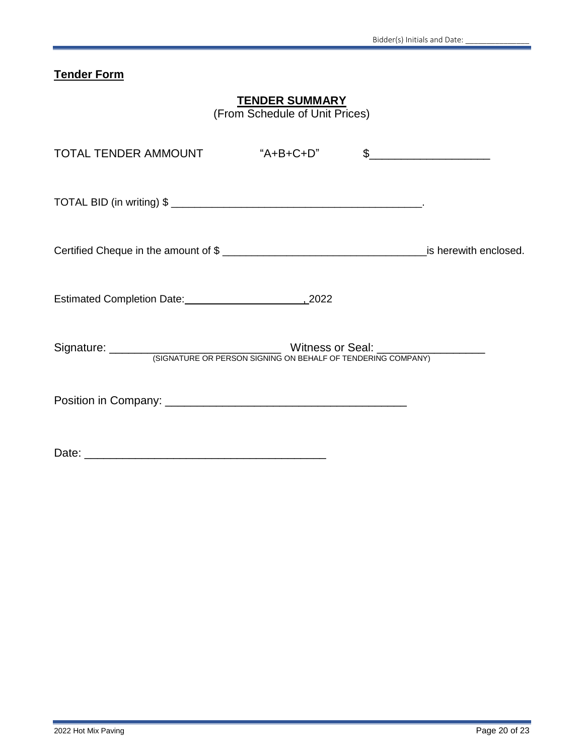## Tender Form

### TENDER SUMMARY

(From Schedule of Unit Prices)

TOTAL TENDER AMMOUNT "A+B+C+D" $___________________

TOTAL BID (in writing) $ ________________________________________.

Certified Cheque in the amount of $ _________________________________ is herewith enclosed.

Estimated Completion Date: ____________________, 2022

Signature: ___________________________ Witness or Seal: _________________
(SIGNATURE OR PERSON SIGNING ON BEHALF OF TENDERING COMPANY)

Position in Company: ______________________________________

Date: ______________________________________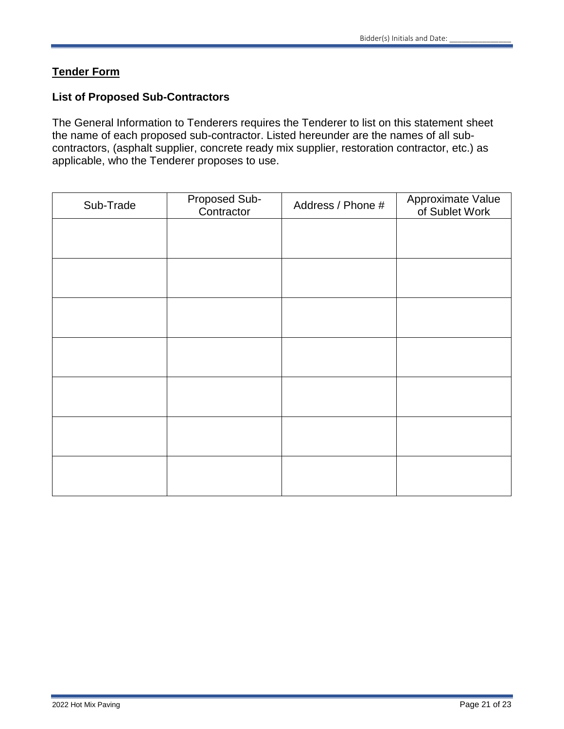## Tender Form

### List of Proposed Sub-Contractors

The General Information to Tenderers requires the Tenderer to list on this statement sheet the name of each proposed sub-contractor. Listed hereunder are the names of all sub-contractors, (asphalt supplier, concrete ready mix supplier, restoration contractor, etc.) as applicable, who the Tenderer proposes to use.

| Sub-Trade | Proposed Sub-Contractor | Address / Phone # | Approximate Value of Sublet Work |
|---|---|---|---|
| | | | |
| | | | |
| | | | |
| | | | |
| | | | |
| | | | |
| | | | |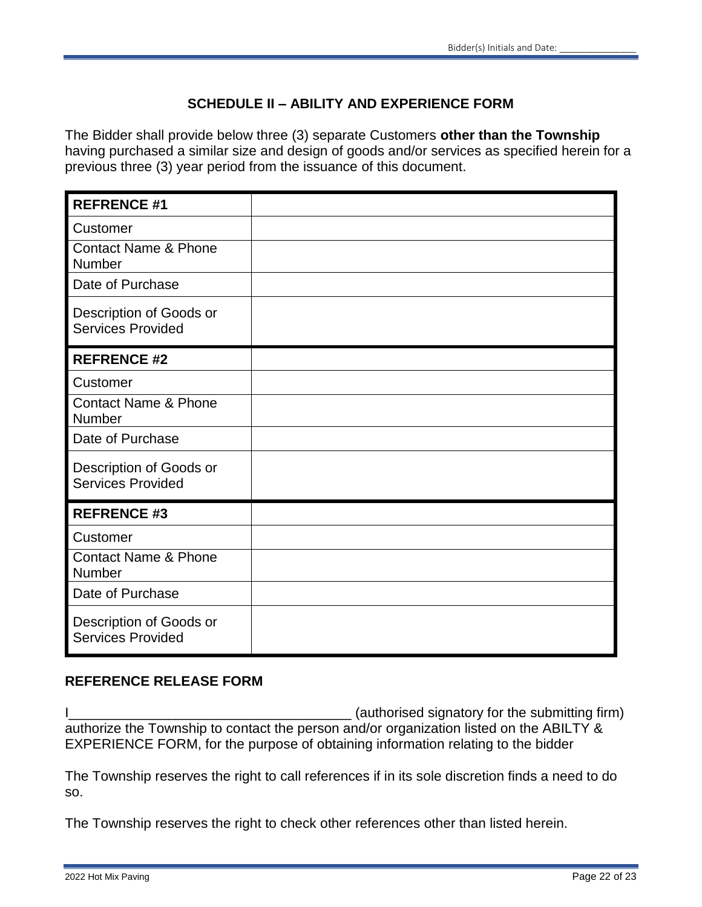## SCHEDULE II – ABILITY AND EXPERIENCE FORM

The Bidder shall provide below three (3) separate Customers **other than the Township** having purchased a similar size and design of goods and/or services as specified herein for a previous three (3) year period from the issuance of this document.

| **REFRENCE #1** | |
|---|---|
| Customer | |
| Contact Name & Phone Number | |
| Date of Purchase | |
| Description of Goods or Services Provided | |
| **REFRENCE #2** | |
| Customer | |
| Contact Name & Phone Number | |
| Date of Purchase | |
| Description of Goods or Services Provided | |
| **REFRENCE #3** | |
| Customer | |
| Contact Name & Phone Number | |
| Date of Purchase | |
| Description of Goods or Services Provided | |

### REFERENCE RELEASE FORM

I_____________________________________ (authorised signatory for the submitting firm) authorize the Township to contact the person and/or organization listed on the ABILTY & EXPERIENCE FORM, for the purpose of obtaining information relating to the bidder

The Township reserves the right to call references if in its sole discretion finds a need to do so.

The Township reserves the right to check other references other than listed herein.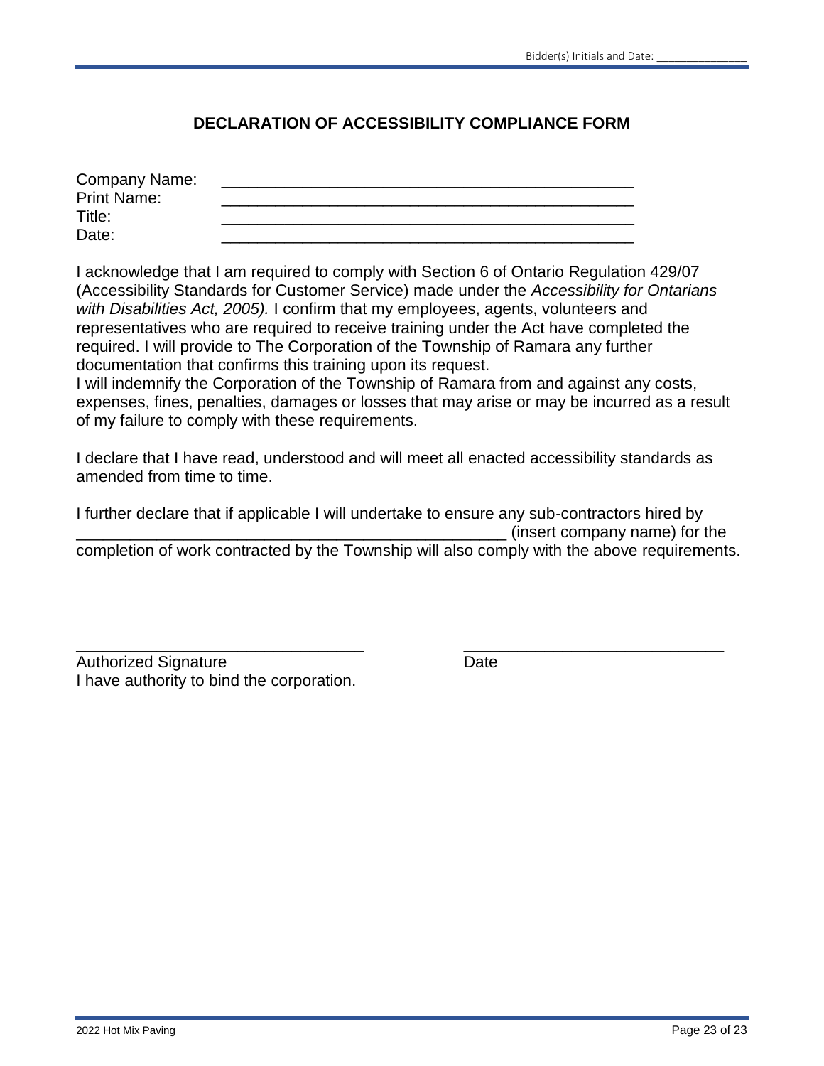## DECLARATION OF ACCESSIBILITY COMPLIANCE FORM

Company Name: ______________________________________________
Print Name: ______________________________________________
Title: ______________________________________________
Date: ______________________________________________

I acknowledge that I am required to comply with Section 6 of Ontario Regulation 429/07 (Accessibility Standards for Customer Service) made under the *Accessibility for Ontarians with Disabilities Act, 2005).* I confirm that my employees, agents, volunteers and representatives who are required to receive training under the Act have completed the required. I will provide to The Corporation of the Township of Ramara any further documentation that confirms this training upon its request.
I will indemnify the Corporation of the Township of Ramara from and against any costs, expenses, fines, penalties, damages or losses that may arise or may be incurred as a result of my failure to comply with these requirements.

I declare that I have read, understood and will meet all enacted accessibility standards as amended from time to time.

I further declare that if applicable I will undertake to ensure any sub-contractors hired by ________________________________________________ (insert company name) for the completion of work contracted by the Township will also comply with the above requirements.

________________________________ ______________________________
Authorized Signature Date
I have authority to bind the corporation.